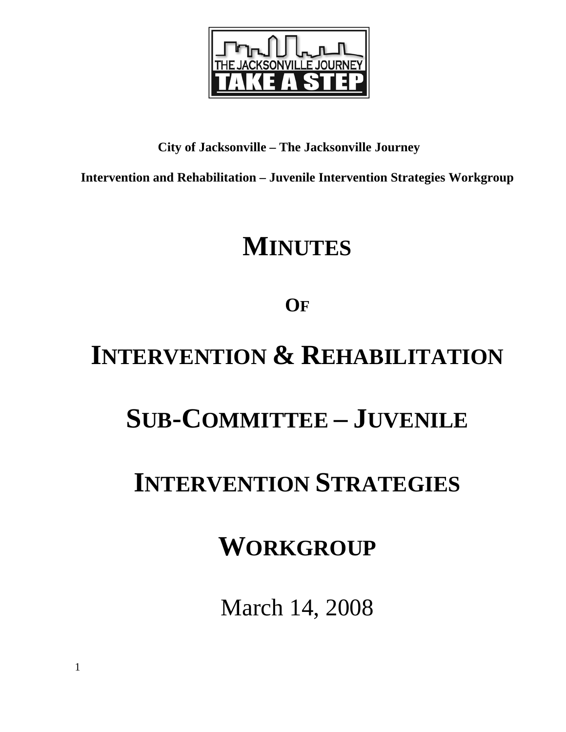**City of Jacksonville – The Jacksonville Journey**

**Intervention and Rehabilitation – Juvenile Intervention Strategies Workgroup**

# MINUTES

# OF

# INTERVENTION & REHABILITATION SUB-COMMITTEE – JUVENILE INTERVENTION STRATEGIES WORKGROUP

March 14, 2008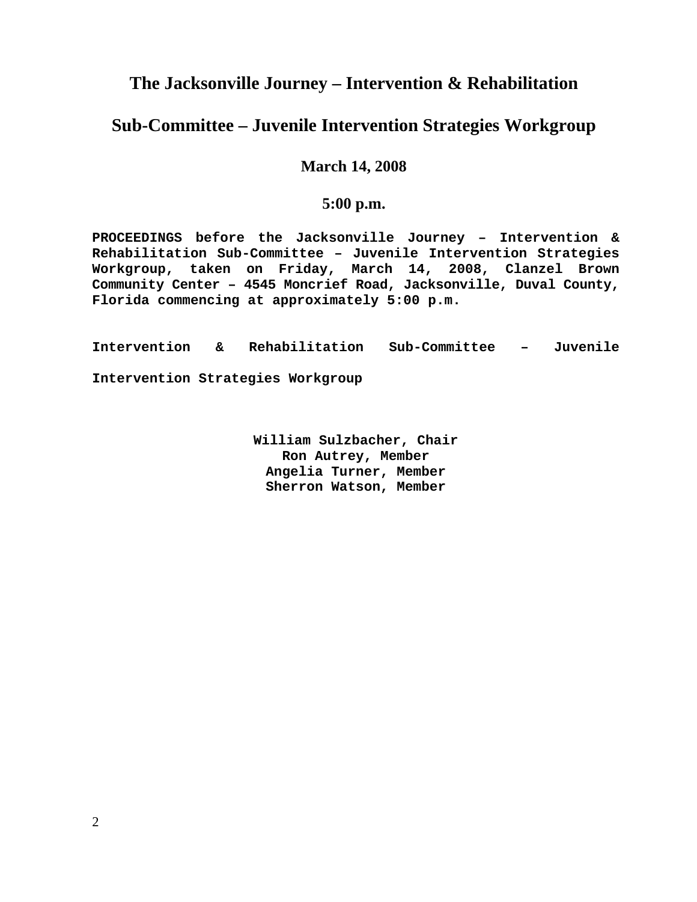# The Jacksonville Journey – Intervention & Rehabilitation

# Sub-Committee – Juvenile Intervention Strategies Workgroup

### March 14, 2008

### 5:00 p.m.

**PROCEEDINGS before the Jacksonville Journey – Intervention & Rehabilitation Sub-Committee – Juvenile Intervention Strategies Workgroup, taken on Friday, March 14, 2008, Clanzel Brown Community Center – 4545 Moncrief Road, Jacksonville, Duval County, Florida commencing at approximately 5:00 p.m.**

**Intervention & Rehabilitation Sub-Committee – Juvenile Intervention Strategies Workgroup**

**William Sulzbacher, Chair**
**Ron Autrey, Member**
**Angelia Turner, Member**
**Sherron Watson, Member**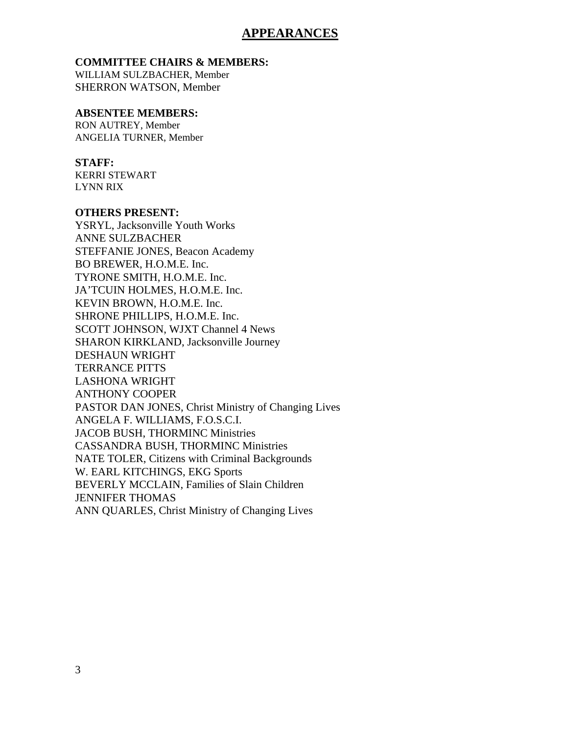# APPEARANCES

**COMMITTEE CHAIRS & MEMBERS:**
WILLIAM SULZBACHER, Member
SHERRON WATSON, Member

**ABSENTEE MEMBERS:**
RON AUTREY, Member
ANGELIA TURNER, Member

**STAFF:**
KERRI STEWART
LYNN RIX

**OTHERS PRESENT:**
YSRYL, Jacksonville Youth Works
ANNE SULZBACHER
STEFFANIE JONES, Beacon Academy
BO BREWER, H.O.M.E. Inc.
TYRONE SMITH, H.O.M.E. Inc.
JA'TCUIN HOLMES, H.O.M.E. Inc.
KEVIN BROWN, H.O.M.E. Inc.
SHRONE PHILLIPS, H.O.M.E. Inc.
SCOTT JOHNSON, WJXT Channel 4 News
SHARON KIRKLAND, Jacksonville Journey
DESHAUN WRIGHT
TERRANCE PITTS
LASHONA WRIGHT
ANTHONY COOPER
PASTOR DAN JONES, Christ Ministry of Changing Lives
ANGELA F. WILLIAMS, F.O.S.C.I.
JACOB BUSH, THORMINC Ministries
CASSANDRA BUSH, THORMINC Ministries
NATE TOLER, Citizens with Criminal Backgrounds
W. EARL KITCHINGS, EKG Sports
BEVERLY MCCLAIN, Families of Slain Children
JENNIFER THOMAS
ANN QUARLES, Christ Ministry of Changing Lives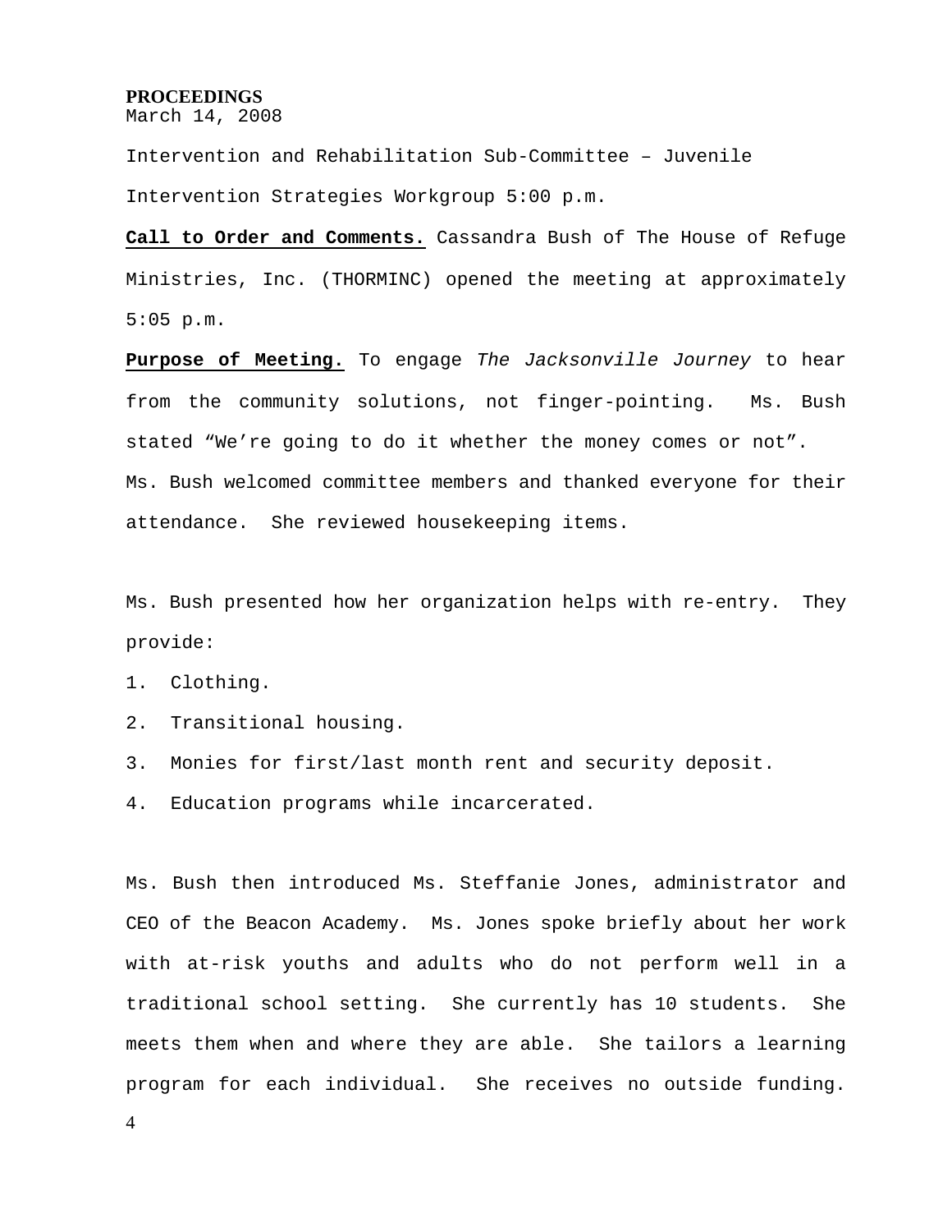**PROCEEDINGS**
March 14, 2008

Intervention and Rehabilitation Sub-Committee – Juvenile Intervention Strategies Workgroup 5:00 p.m.

**Call to Order and Comments.** Cassandra Bush of The House of Refuge Ministries, Inc. (THORMINC) opened the meeting at approximately 5:05 p.m.

**Purpose of Meeting.** To engage *The Jacksonville Journey* to hear from the community solutions, not finger-pointing. Ms. Bush stated "We're going to do it whether the money comes or not". Ms. Bush welcomed committee members and thanked everyone for their attendance. She reviewed housekeeping items.

Ms. Bush presented how her organization helps with re-entry. They provide:

1. Clothing.
2. Transitional housing.
3. Monies for first/last month rent and security deposit.
4. Education programs while incarcerated.

Ms. Bush then introduced Ms. Steffanie Jones, administrator and CEO of the Beacon Academy. Ms. Jones spoke briefly about her work with at-risk youths and adults who do not perform well in a traditional school setting. She currently has 10 students. She meets them when and where they are able. She tailors a learning program for each individual. She receives no outside funding.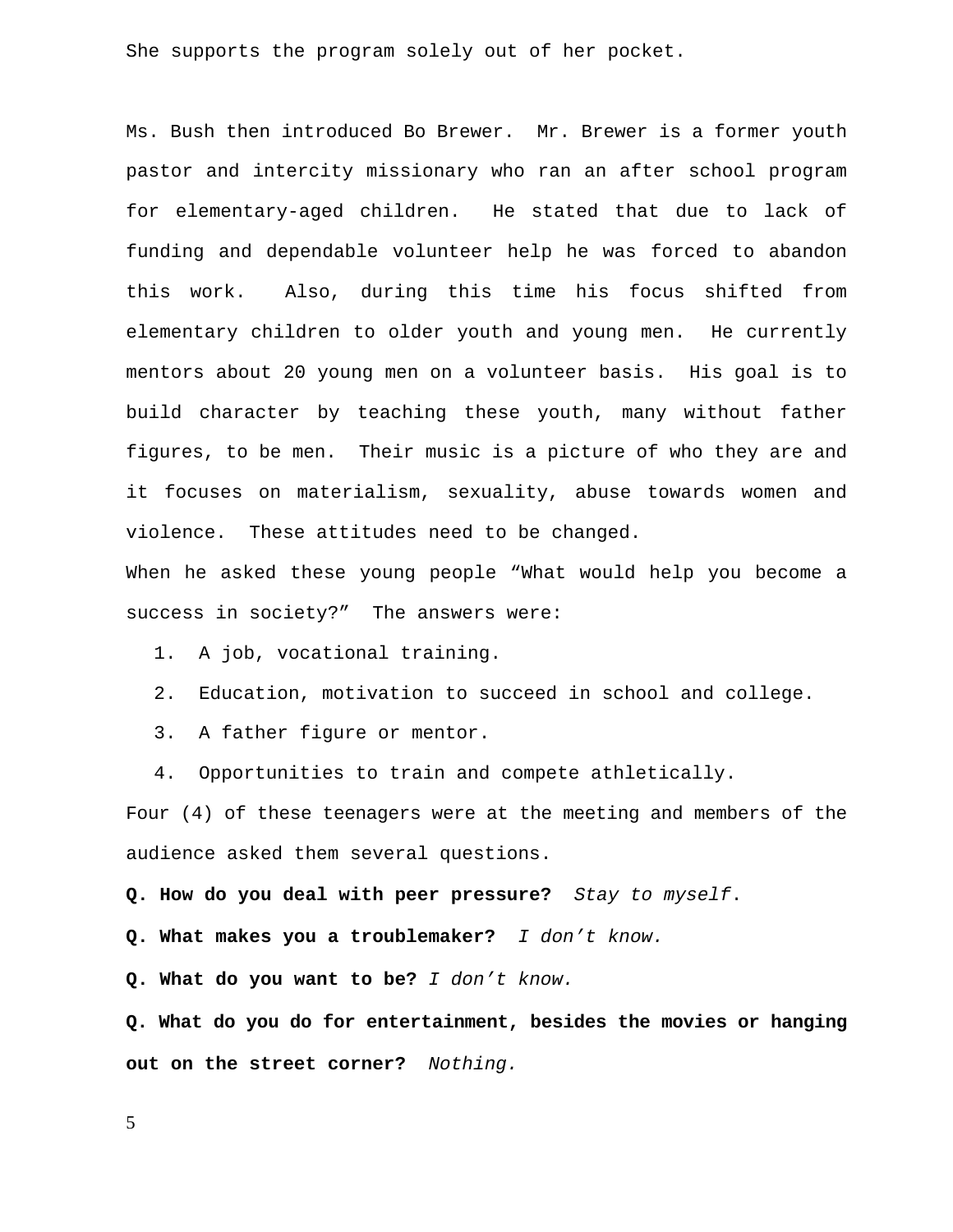She supports the program solely out of her pocket.

Ms. Bush then introduced Bo Brewer. Mr. Brewer is a former youth pastor and intercity missionary who ran an after school program for elementary-aged children. He stated that due to lack of funding and dependable volunteer help he was forced to abandon this work. Also, during this time his focus shifted from elementary children to older youth and young men. He currently mentors about 20 young men on a volunteer basis. His goal is to build character by teaching these youth, many without father figures, to be men. Their music is a picture of who they are and it focuses on materialism, sexuality, abuse towards women and violence. These attitudes need to be changed.

When he asked these young people "What would help you become a success in society?" The answers were:

1. A job, vocational training.
2. Education, motivation to succeed in school and college.
3. A father figure or mentor.
4. Opportunities to train and compete athletically.

Four (4) of these teenagers were at the meeting and members of the audience asked them several questions.

**Q. How do you deal with peer pressure?** *Stay to myself*.

**Q. What makes you a troublemaker?** *I don't know.*

**Q. What do you want to be?** *I don't know.*

**Q. What do you do for entertainment, besides the movies or hanging out on the street corner?** *Nothing.*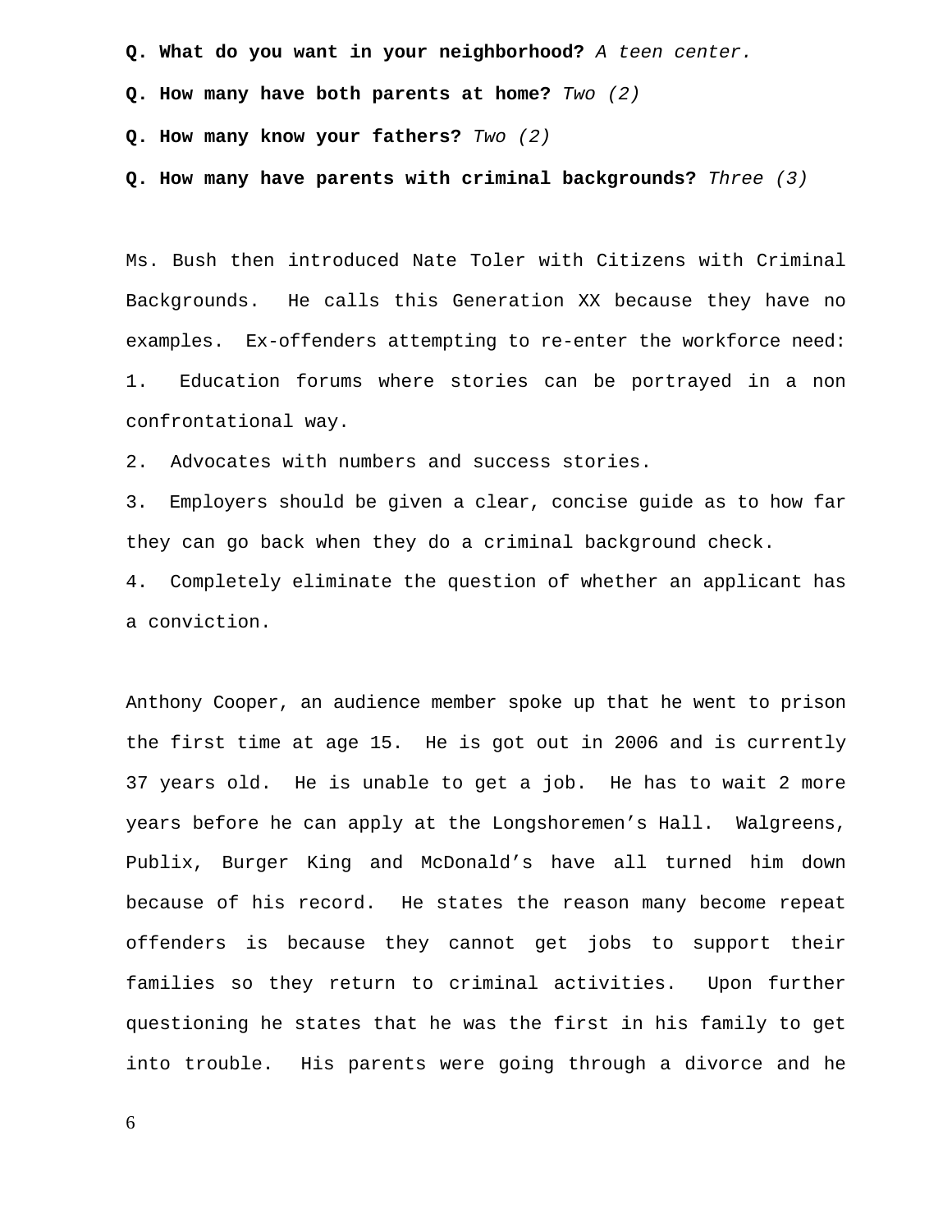**Q. What do you want in your neighborhood?** *A teen center.*

**Q. How many have both parents at home?** *Two (2)*

**Q. How many know your fathers?** *Two (2)*

**Q. How many have parents with criminal backgrounds?** *Three (3)*

Ms. Bush then introduced Nate Toler with Citizens with Criminal Backgrounds. He calls this Generation XX because they have no examples. Ex-offenders attempting to re-enter the workforce need:

1. Education forums where stories can be portrayed in a non confrontational way.
2. Advocates with numbers and success stories.
3. Employers should be given a clear, concise guide as to how far they can go back when they do a criminal background check.
4. Completely eliminate the question of whether an applicant has a conviction.

Anthony Cooper, an audience member spoke up that he went to prison the first time at age 15. He is got out in 2006 and is currently 37 years old. He is unable to get a job. He has to wait 2 more years before he can apply at the Longshoremen's Hall. Walgreens, Publix, Burger King and McDonald's have all turned him down because of his record. He states the reason many become repeat offenders is because they cannot get jobs to support their families so they return to criminal activities. Upon further questioning he states that he was the first in his family to get into trouble. His parents were going through a divorce and he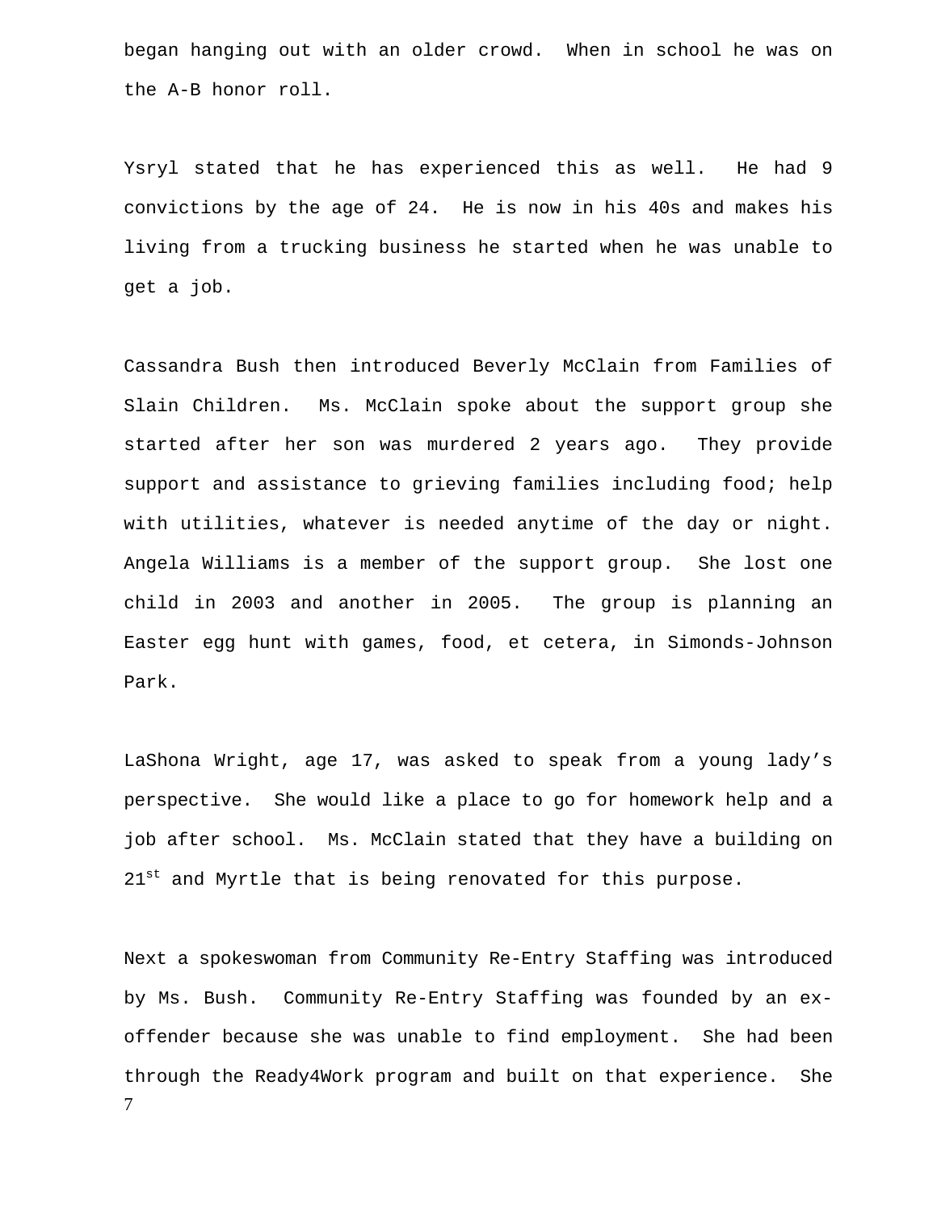began hanging out with an older crowd. When in school he was on the A-B honor roll.

Ysryl stated that he has experienced this as well. He had 9 convictions by the age of 24. He is now in his 40s and makes his living from a trucking business he started when he was unable to get a job.

Cassandra Bush then introduced Beverly McClain from Families of Slain Children. Ms. McClain spoke about the support group she started after her son was murdered 2 years ago. They provide support and assistance to grieving families including food; help with utilities, whatever is needed anytime of the day or night. Angela Williams is a member of the support group. She lost one child in 2003 and another in 2005. The group is planning an Easter egg hunt with games, food, et cetera, in Simonds-Johnson Park.

LaShona Wright, age 17, was asked to speak from a young lady's perspective. She would like a place to go for homework help and a job after school. Ms. McClain stated that they have a building on 21st and Myrtle that is being renovated for this purpose.

Next a spokeswoman from Community Re-Entry Staffing was introduced by Ms. Bush. Community Re-Entry Staffing was founded by an ex-offender because she was unable to find employment. She had been through the Ready4Work program and built on that experience. She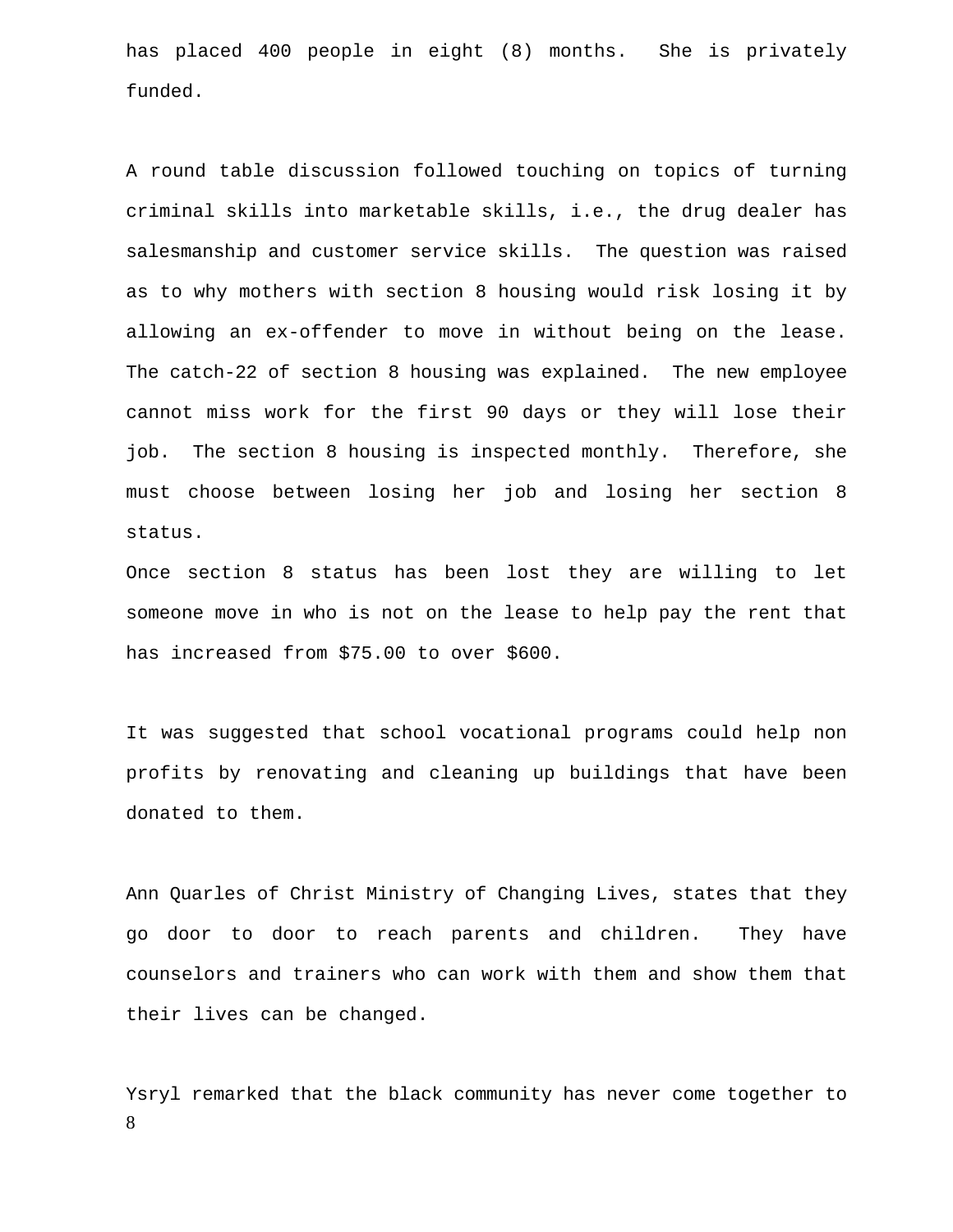has placed 400 people in eight (8) months. She is privately funded.

A round table discussion followed touching on topics of turning criminal skills into marketable skills, i.e., the drug dealer has salesmanship and customer service skills. The question was raised as to why mothers with section 8 housing would risk losing it by allowing an ex-offender to move in without being on the lease. The catch-22 of section 8 housing was explained. The new employee cannot miss work for the first 90 days or they will lose their job. The section 8 housing is inspected monthly. Therefore, she must choose between losing her job and losing her section 8 status.
Once section 8 status has been lost they are willing to let someone move in who is not on the lease to help pay the rent that has increased from $75.00 to over $600.

It was suggested that school vocational programs could help non profits by renovating and cleaning up buildings that have been donated to them.

Ann Quarles of Christ Ministry of Changing Lives, states that they go door to door to reach parents and children. They have counselors and trainers who can work with them and show them that their lives can be changed.

Ysryl remarked that the black community has never come together to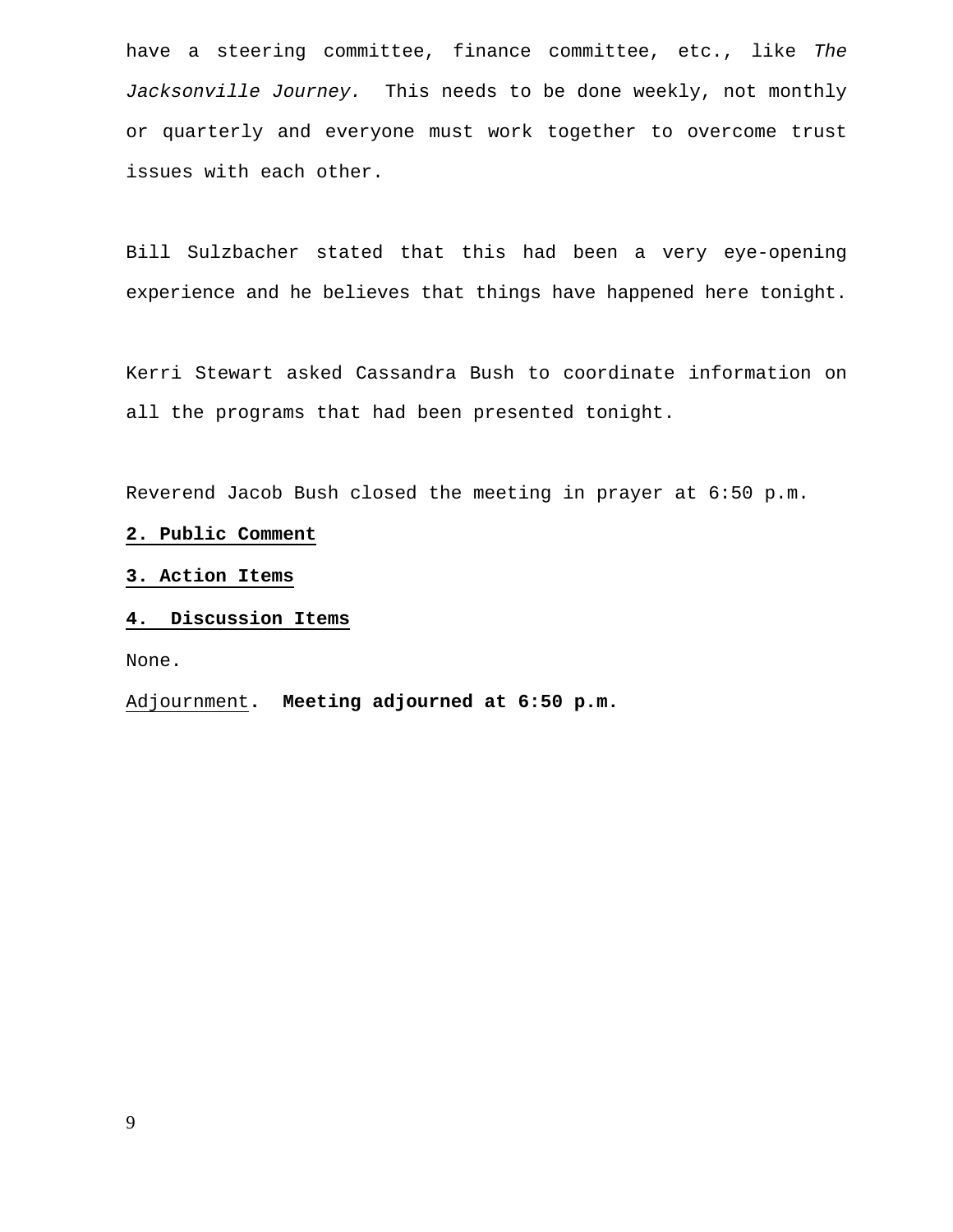have a steering committee, finance committee, etc., like *The Jacksonville Journey.* This needs to be done weekly, not monthly or quarterly and everyone must work together to overcome trust issues with each other.

Bill Sulzbacher stated that this had been a very eye-opening experience and he believes that things have happened here tonight.

Kerri Stewart asked Cassandra Bush to coordinate information on all the programs that had been presented tonight.

Reverend Jacob Bush closed the meeting in prayer at 6:50 p.m.

**2. Public Comment**

**3. Action Items**

**4. Discussion Items**

None.

Adjournment. **Meeting adjourned at 6:50 p.m.**